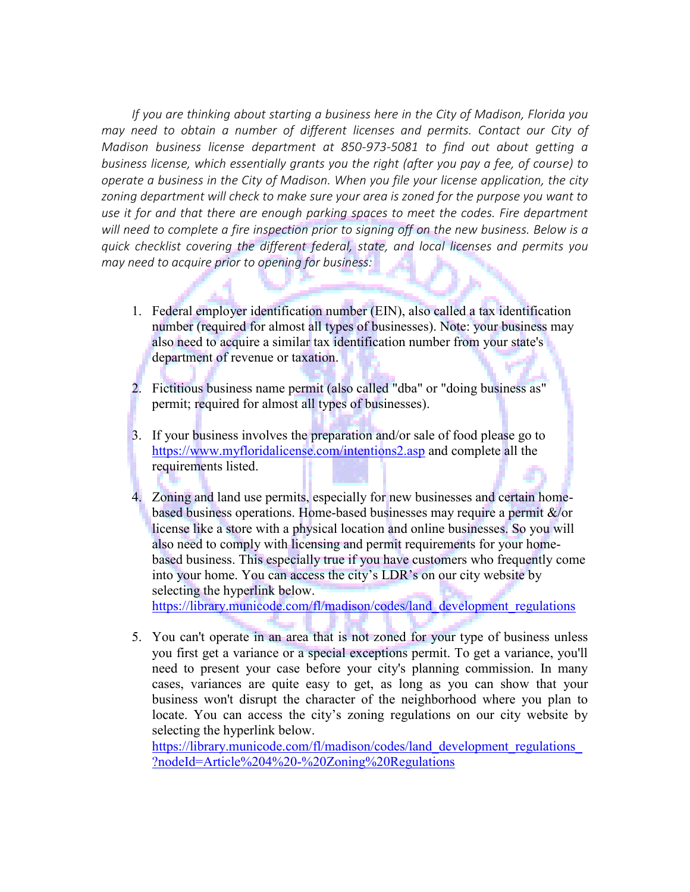*If you are thinking about starting a business here in the City of Madison, Florida you may need to obtain a number of different licenses and permits. Contact our City of Madison business license department at 850-973-5081 to find out about getting a business license, which essentially grants you the right (after you pay a fee, of course) to operate a business in the City of Madison. When you file your license application, the city zoning department will check to make sure your area is zoned for the purpose you want to use it for and that there are enough parking spaces to meet the codes. Fire department will need to complete a fire inspection prior to signing off on the new business. Below is a quick checklist covering the different federal, state, and local licenses and permits you may need to acquire prior to opening for business:*

1. Federal employer identification number (EIN), also called a tax identification number (required for almost all types of businesses). Note: your business may also need to acquire a similar tax identification number from your state's department of revenue or taxation.

2. Fictitious business name permit (also called "dba" or "doing business as" permit; required for almost all types of businesses).

3. If your business involves the preparation and/or sale of food please go to https://www.myfloridalicense.com/intentions2.asp and complete all the requirements listed.

4. Zoning and land use permits, especially for new businesses and certain home-based business operations. Home-based businesses may require a permit &/or license like a store with a physical location and online businesses. So you will also need to comply with licensing and permit requirements for your home-based business. This especially true if you have customers who frequently come into your home. You can access the city's LDR's on our city website by selecting the hyperlink below.
https://library.municode.com/fl/madison/codes/land_development_regulations

5. You can't operate in an area that is not zoned for your type of business unless you first get a variance or a special exceptions permit. To get a variance, you'll need to present your case before your city's planning commission. In many cases, variances are quite easy to get, as long as you can show that your business won't disrupt the character of the neighborhood where you plan to locate. You can access the city's zoning regulations on our city website by selecting the hyperlink below.
https://library.municode.com/fl/madison/codes/land_development_regulations_?nodeId=Article%204%20-%20Zoning%20Regulations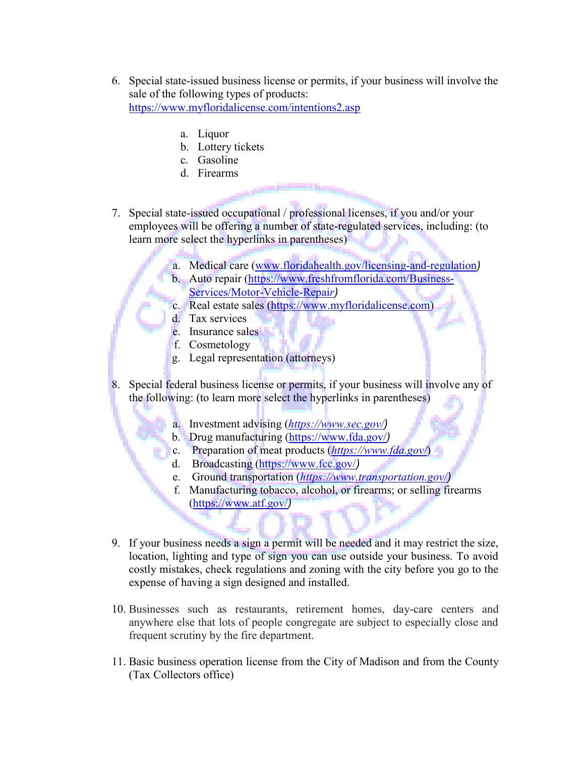6. Special state-issued business license or permits, if your business will involve the sale of the following types of products: https://www.myfloridalicense.com/intentions2.asp

    a. Liquor
    b. Lottery tickets
    c. Gasoline
    d. Firearms

7. Special state-issued occupational / professional licenses, if you and/or your employees will be offering a number of state-regulated services, including: (to learn more select the hyperlinks in parentheses)

    a. Medical care (www.floridahealth.gov/licensing-and-regulation*)*
    b. Auto repair (https://www.freshfromflorida.com/Business-Services/Motor-Vehicle-Repai*r)*
    c. Real estate sales (https://www.myfloridalicense.com)
    d. Tax services
    e. Insurance sales
    f. Cosmetology
    g. Legal representation (attorneys)

8. Special federal business license or permits, if your business will involve any of the following: (to learn more select the hyperlinks in parentheses)

    a. Investment advising (*https://www.sec.gov/)*
    b. Drug manufacturing (https://www.fda.gov/*)*
    c. Preparation of meat products (*https://www.fda.gov/*)
    d. Broadcasting (https://www.fcc.gov/*)*
    e. Ground transportation (*https://www.transportation.gov/)*
    f. Manufacturing tobacco, alcohol, or firearms; or selling firearms (https://www.atf.gov/*)*

9. If your business needs a sign a permit will be needed and it may restrict the size, location, lighting and type of sign you can use outside your business. To avoid costly mistakes, check regulations and zoning with the city before you go to the expense of having a sign designed and installed.

10. Businesses such as restaurants, retirement homes, day-care centers and anywhere else that lots of people congregate are subject to especially close and frequent scrutiny by the fire department.

11. Basic business operation license from the City of Madison and from the County (Tax Collectors office)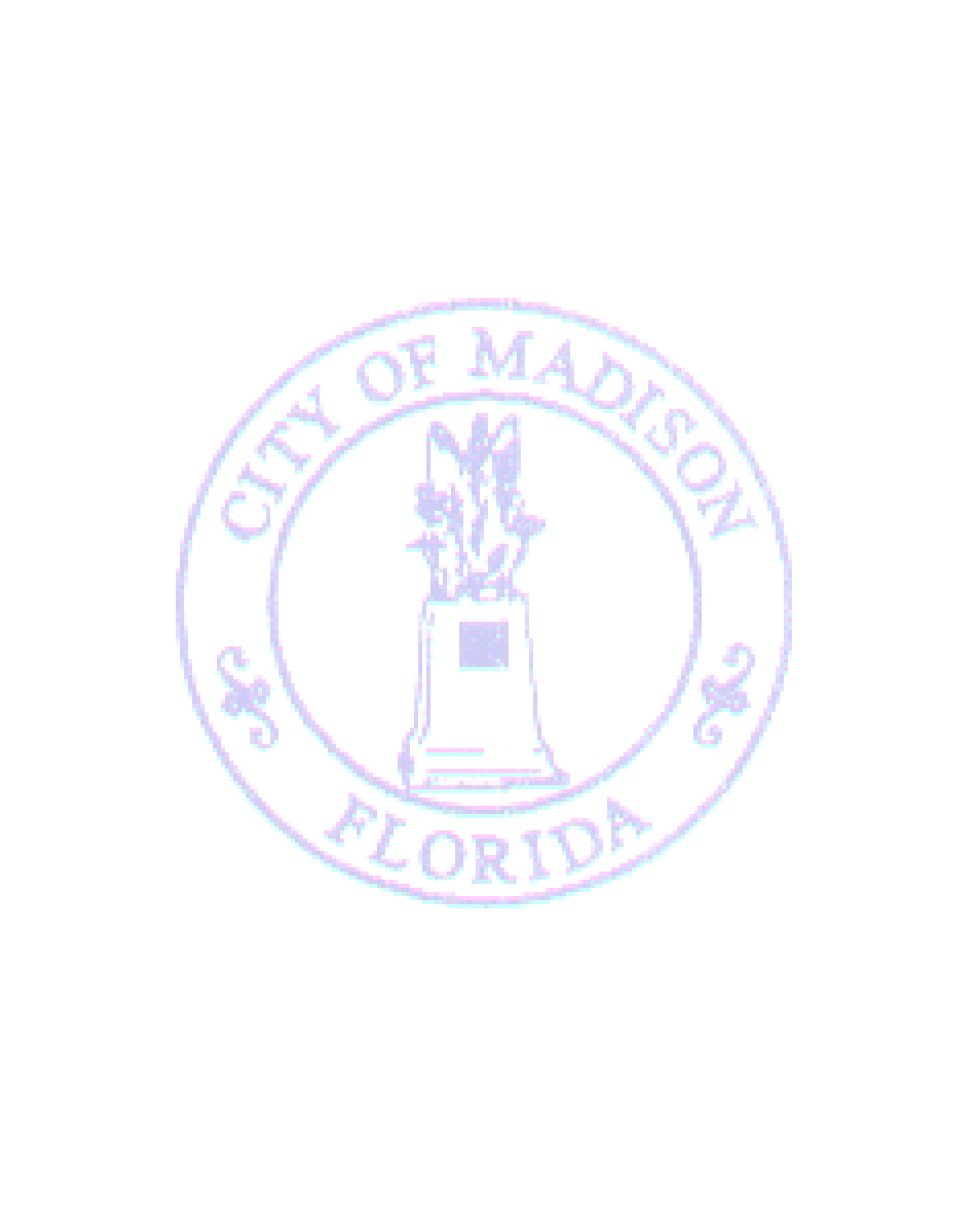CITY OF MADISON

FLORIDA